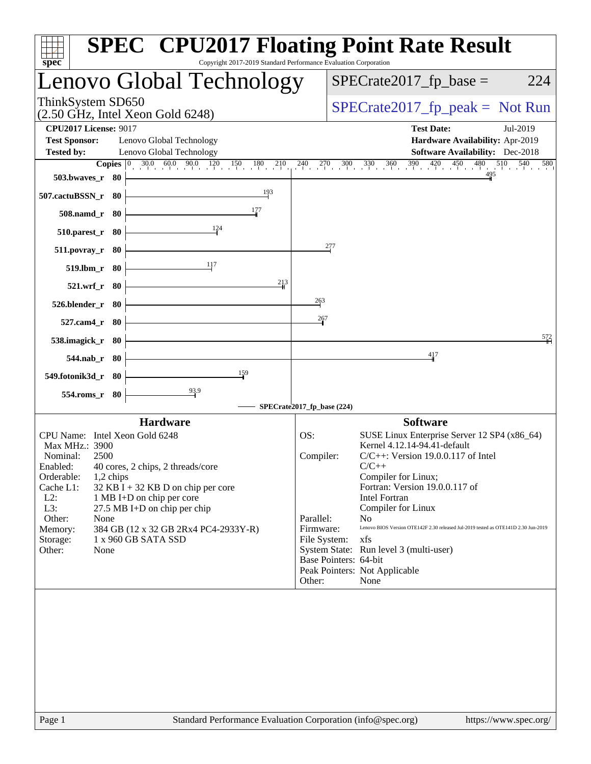# SPEC CPU2017 Floating Point Rate Result

Copyright 2017-2019 Standard Performance Evaluation Corporation

## Lenovo Global Technology

ThinkSystem SD650
(2.50 GHz, Intel Xeon Gold 6248)

SPECrate2017_fp_base = 224

SPECrate2017_fp_peak = Not Run

**CPU2017 License:** 9017
**Test Sponsor:** Lenovo Global Technology
**Tested by:** Lenovo Global Technology

**Test Date:** Jul-2019
**Hardware Availability:** Apr-2019
**Software Availability:** Dec-2018

| Benchmark | Copies | SPECrate2017_fp_base |
|---|---|---|
| 503.bwaves_r | 80 | 495 |
| 507.cactuBSSN_r | 80 | 193 |
| 508.namd_r | 80 | 177 |
| 510.parest_r | 80 | 124 |
| 511.povray_r | 80 | 277 |
| 519.lbm_r | 80 | 117 |
| 521.wrf_r | 80 | 213 |
| 526.blender_r | 80 | 263 |
| 527.cam4_r | 80 | 267 |
| 538.imagick_r | 80 | 572 |
| 544.nab_r | 80 | 417 |
| 549.fotonik3d_r | 80 | 159 |
| 554.roms_r | 80 | 93.9 |

SPECrate2017_fp_base (224)

### Hardware

| | |
|---|---|
| CPU Name: | Intel Xeon Gold 6248 |
| Max MHz.: | 3900 |
| Nominal: | 2500 |
| Enabled: | 40 cores, 2 chips, 2 threads/core |
| Orderable: | 1,2 chips |
| Cache L1: | 32 KB I + 32 KB D on chip per core |
| L2: | 1 MB I+D on chip per core |
| L3: | 27.5 MB I+D on chip per chip |
| Other: | None |
| Memory: | 384 GB (12 x 32 GB 2Rx4 PC4-2933Y-R) |
| Storage: | 1 x 960 GB SATA SSD |
| Other: | None |

### Software

| | |
|---|---|
| OS: | SUSE Linux Enterprise Server 12 SP4 (x86_64) Kernel 4.12.14-94.41-default |
| Compiler: | C/C++: Version 19.0.0.117 of Intel C/C++ Compiler for Linux; Fortran: Version 19.0.0.117 of Intel Fortran Compiler for Linux |
| Parallel: | No |
| Firmware: | Lenovo BIOS Version OTE142F 2.30 released Jul-2019 tested as OTE141D 2.30 Jun-2019 |
| File System: | xfs |
| System State: | Run level 3 (multi-user) |
| Base Pointers: | 64-bit |
| Peak Pointers: | Not Applicable |
| Other: | None |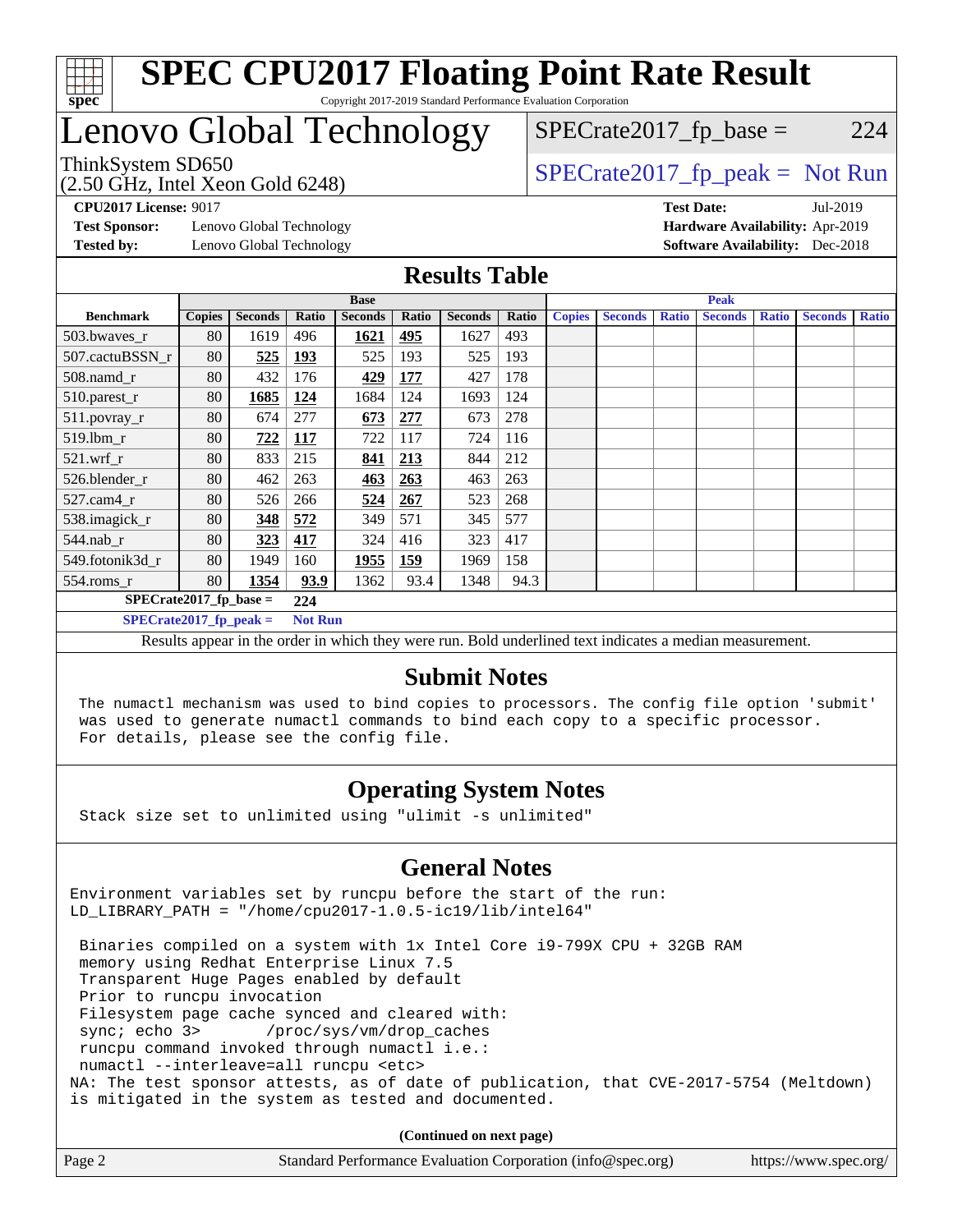# SPEC CPU2017 Floating Point Rate Result

Copyright 2017-2019 Standard Performance Evaluation Corporation

# Lenovo Global Technology

ThinkSystem SD650
(2.50 GHz, Intel Xeon Gold 6248)

SPECrate2017_fp_base = 224

SPECrate2017_fp_peak = Not Run

**CPU2017 License:** 9017
**Test Sponsor:** Lenovo Global Technology
**Tested by:** Lenovo Global Technology

**Test Date:** Jul-2019
**Hardware Availability:** Apr-2019
**Software Availability:** Dec-2018

## Results Table

| | Base | | | | | | | Peak | | | | | | |
|---|---|---|---|---|---|---|---|---|---|---|---|---|---|---|
| **Benchmark** | **Copies** | **Seconds** | **Ratio** | **Seconds** | **Ratio** | **Seconds** | **Ratio** | **Copies** | **Seconds** | **Ratio** | **Seconds** | **Ratio** | **Seconds** | **Ratio** |
| 503.bwaves_r | 80 | 1619 | 496 | **1621** | **495** | 1627 | 493 | | | | | | | |
| 507.cactuBSSN_r | 80 | **525** | **193** | 525 | 193 | 525 | 193 | | | | | | | |
| 508.namd_r | 80 | 432 | 176 | **429** | **177** | 427 | 178 | | | | | | | |
| 510.parest_r | 80 | **1685** | **124** | 1684 | 124 | 1693 | 124 | | | | | | | |
| 511.povray_r | 80 | 674 | 277 | **673** | **277** | 673 | 278 | | | | | | | |
| 519.lbm_r | 80 | **722** | **117** | 722 | 117 | 724 | 116 | | | | | | | |
| 521.wrf_r | 80 | 833 | 215 | **841** | **213** | 844 | 212 | | | | | | | |
| 526.blender_r | 80 | 462 | 263 | **463** | **263** | 463 | 263 | | | | | | | |
| 527.cam4_r | 80 | 526 | 266 | **524** | **267** | 523 | 268 | | | | | | | |
| 538.imagick_r | 80 | **348** | **572** | 349 | 571 | 345 | 577 | | | | | | | |
| 544.nab_r | 80 | **323** | **417** | 324 | 416 | 323 | 417 | | | | | | | |
| 549.fotonik3d_r | 80 | 1949 | 160 | **1955** | **159** | 1969 | 158 | | | | | | | |
| 554.roms_r | 80 | **1354** | **93.9** | 1362 | 93.4 | 1348 | 94.3 | | | | | | | |

**SPECrate2017_fp_base = 224**

**SPECrate2017_fp_peak = Not Run**

Results appear in the order in which they were run. Bold underlined text indicates a median measurement.

## Submit Notes

```
The numactl mechanism was used to bind copies to processors. The config file option 'submit'
was used to generate numactl commands to bind each copy to a specific processor.
For details, please see the config file.
```

## Operating System Notes

```
Stack size set to unlimited using "ulimit -s unlimited"
```

## General Notes

```
Environment variables set by runcpu before the start of the run:
LD_LIBRARY_PATH = "/home/cpu2017-1.0.5-ic19/lib/intel64"

 Binaries compiled on a system with 1x Intel Core i9-799X CPU + 32GB RAM
 memory using Redhat Enterprise Linux 7.5
 Transparent Huge Pages enabled by default
 Prior to runcpu invocation
 Filesystem page cache synced and cleared with:
 sync; echo 3>       /proc/sys/vm/drop_caches
 runcpu command invoked through numactl i.e.:
 numactl --interleave=all runcpu <etc>
NA: The test sponsor attests, as of date of publication, that CVE-2017-5754 (Meltdown)
is mitigated in the system as tested and documented.
```

**(Continued on next page)**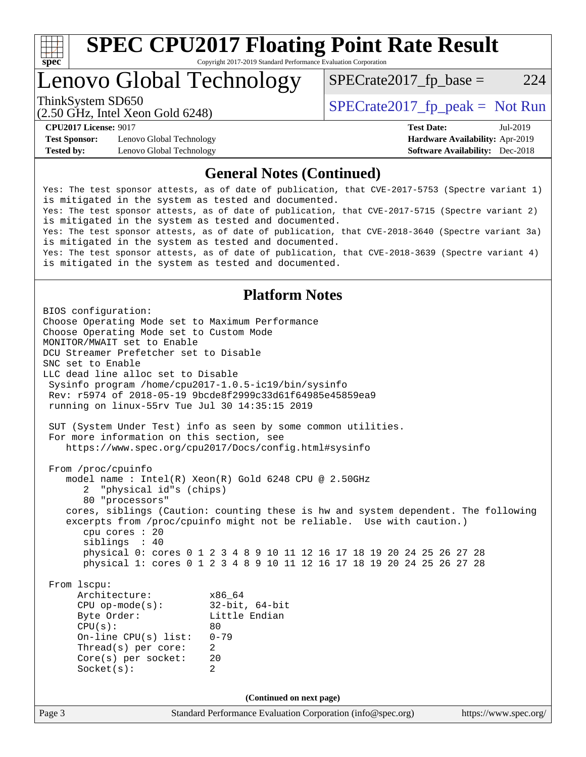# SPEC CPU2017 Floating Point Rate Result

Copyright 2017-2019 Standard Performance Evaluation Corporation

## Lenovo Global Technology

ThinkSystem SD650
(2.50 GHz, Intel Xeon Gold 6248)

SPECrate2017_fp_base = 224

SPECrate2017_fp_peak = Not Run

**CPU2017 License:** 9017
**Test Sponsor:** Lenovo Global Technology
**Tested by:** Lenovo Global Technology

**Test Date:** Jul-2019
**Hardware Availability:** Apr-2019
**Software Availability:** Dec-2018

### General Notes (Continued)

```
Yes: The test sponsor attests, as of date of publication, that CVE-2017-5753 (Spectre variant 1)
is mitigated in the system as tested and documented.
Yes: The test sponsor attests, as of date of publication, that CVE-2017-5715 (Spectre variant 2)
is mitigated in the system as tested and documented.
Yes: The test sponsor attests, as of date of publication, that CVE-2018-3640 (Spectre variant 3a)
is mitigated in the system as tested and documented.
Yes: The test sponsor attests, as of date of publication, that CVE-2018-3639 (Spectre variant 4)
is mitigated in the system as tested and documented.
```

### Platform Notes

```
BIOS configuration:
Choose Operating Mode set to Maximum Performance
Choose Operating Mode set to Custom Mode
MONITOR/MWAIT set to Enable
DCU Streamer Prefetcher set to Disable
SNC set to Enable
LLC dead line alloc set to Disable
 Sysinfo program /home/cpu2017-1.0.5-ic19/bin/sysinfo
 Rev: r5974 of 2018-05-19 9bcde8f2999c33d61f64985e45859ea9
 running on linux-55rv Tue Jul 30 14:35:15 2019

 SUT (System Under Test) info as seen by some common utilities.
 For more information on this section, see
    https://www.spec.org/cpu2017/Docs/config.html#sysinfo

 From /proc/cpuinfo
    model name : Intel(R) Xeon(R) Gold 6248 CPU @ 2.50GHz
       2  "physical id"s (chips)
       80 "processors"
    cores, siblings (Caution: counting these is hw and system dependent. The following
    excerpts from /proc/cpuinfo might not be reliable.  Use with caution.)
       cpu cores : 20
       siblings  : 40
       physical 0: cores 0 1 2 3 4 8 9 10 11 12 16 17 18 19 20 24 25 26 27 28
       physical 1: cores 0 1 2 3 4 8 9 10 11 12 16 17 18 19 20 24 25 26 27 28

 From lscpu:
      Architecture:          x86_64
      CPU op-mode(s):        32-bit, 64-bit
      Byte Order:            Little Endian
      CPU(s):                80
      On-line CPU(s) list:   0-79
      Thread(s) per core:    2
      Core(s) per socket:    20
      Socket(s):             2
```

(Continued on next page)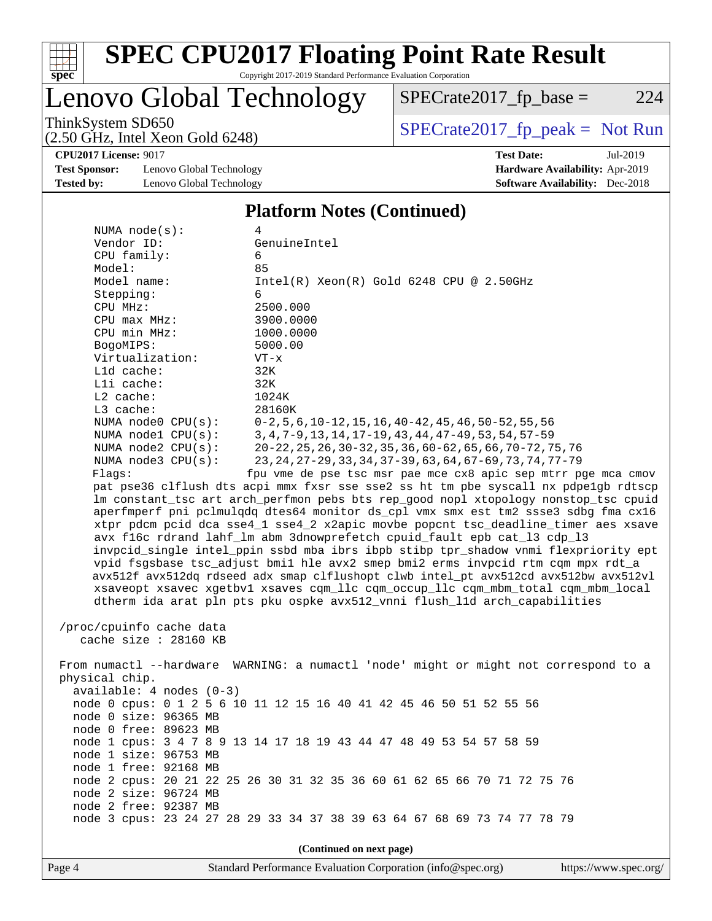## Platform Notes (Continued)

```
      NUMA node(s):           4
      Vendor ID:              GenuineIntel
      CPU family:             6
      Model:                  85
      Model name:             Intel(R) Xeon(R) Gold 6248 CPU @ 2.50GHz
      Stepping:               6
      CPU MHz:                2500.000
      CPU max MHz:            3900.0000
      CPU min MHz:            1000.0000
      BogoMIPS:               5000.00
      Virtualization:         VT-x
      L1d cache:              32K
      L1i cache:              32K
      L2 cache:               1024K
      L3 cache:               28160K
      NUMA node0 CPU(s):      0-2,5,6,10-12,15,16,40-42,45,46,50-52,55,56
      NUMA node1 CPU(s):      3,4,7-9,13,14,17-19,43,44,47-49,53,54,57-59
      NUMA node2 CPU(s):      20-22,25,26,30-32,35,36,60-62,65,66,70-72,75,76
      NUMA node3 CPU(s):      23,24,27-29,33,34,37-39,63,64,67-69,73,74,77-79
      Flags:                 fpu vme de pse tsc msr pae mce cx8 apic sep mtrr pge mca cmov
      pat pse36 clflush dts acpi mmx fxsr sse sse2 ss ht tm pbe syscall nx pdpe1gb rdtscp
      lm constant_tsc art arch_perfmon pebs bts rep_good nopl xtopology nonstop_tsc cpuid
      aperfmperf pni pclmulqdq dtes64 monitor ds_cpl vmx smx est tm2 ssse3 sdbg fma cx16
      xtpr pdcm pcid dca sse4_1 sse4_2 x2apic movbe popcnt tsc_deadline_timer aes xsave
      avx f16c rdrand lahf_lm abm 3dnowprefetch cpuid_fault epb cat_l3 cdp_l3
      invpcid_single intel_ppin ssbd mba ibrs ibpb stibp tpr_shadow vnmi flexpriority ept
      vpid fsgsbase tsc_adjust bmi1 hle avx2 smep bmi2 erms invpcid rtm cqm mpx rdt_a
      avx512f avx512dq rdseed adx smap clflushopt clwb intel_pt avx512cd avx512bw avx512vl
      xsaveopt xsavec xgetbv1 xsaves cqm_llc cqm_occup_llc cqm_mbm_total cqm_mbm_local
      dtherm ida arat pln pts pku ospke avx512_vnni flush_l1d arch_capabilities

 /proc/cpuinfo cache data
    cache size : 28160 KB

 From numactl --hardware  WARNING: a numactl 'node' might or might not correspond to a
 physical chip.
   available: 4 nodes (0-3)
   node 0 cpus: 0 1 2 5 6 10 11 12 15 16 40 41 42 45 46 50 51 52 55 56
   node 0 size: 96365 MB
   node 0 free: 89623 MB
   node 1 cpus: 3 4 7 8 9 13 14 17 18 19 43 44 47 48 49 53 54 57 58 59
   node 1 size: 96753 MB
   node 1 free: 92168 MB
   node 2 cpus: 20 21 22 25 26 30 31 32 35 36 60 61 62 65 66 70 71 72 75 76
   node 2 size: 96724 MB
   node 2 free: 92387 MB
   node 3 cpus: 23 24 27 28 29 33 34 37 38 39 63 64 67 68 69 73 74 77 78 79
```

**(Continued on next page)**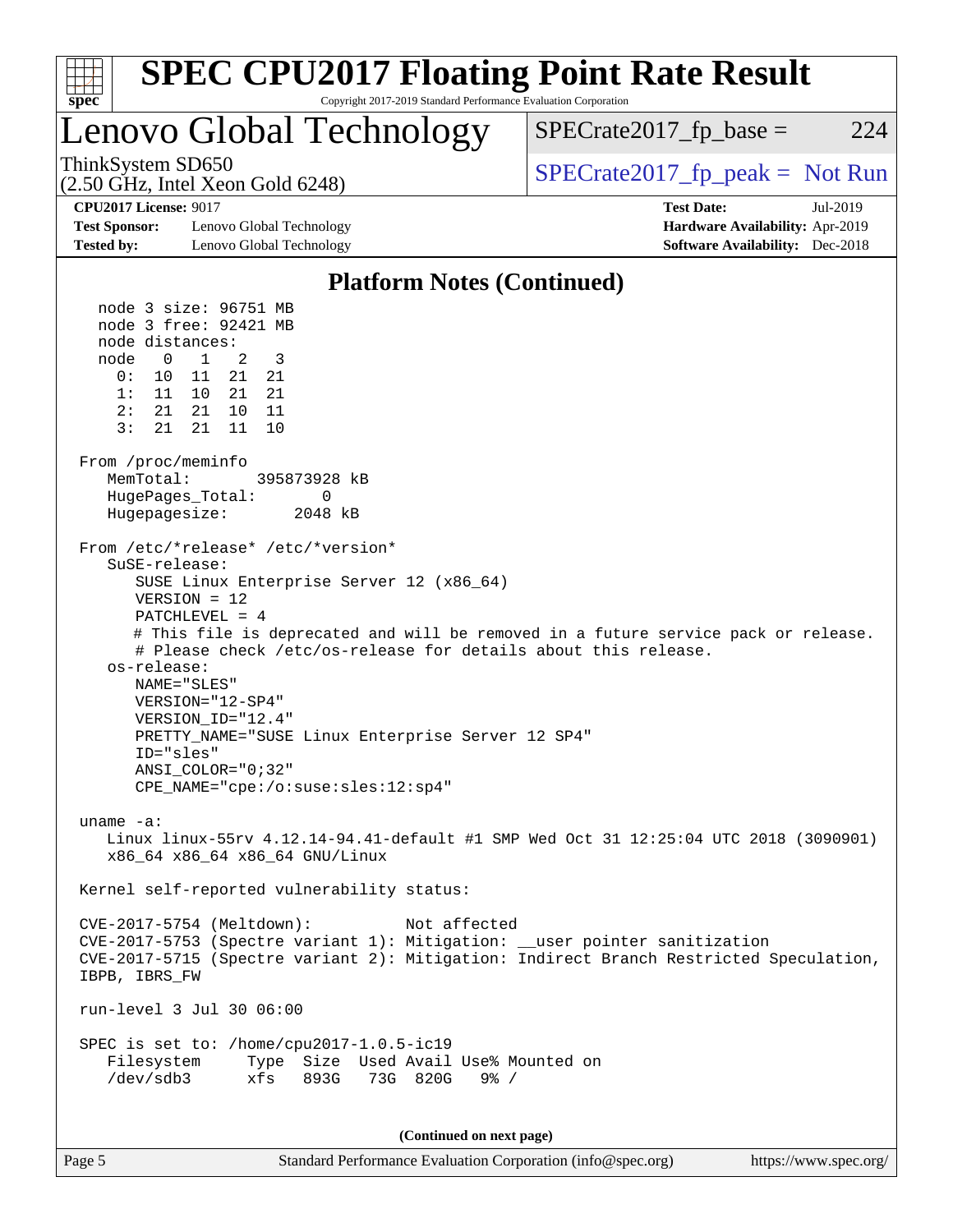# SPEC CPU2017 Floating Point Rate Result

Copyright 2017-2019 Standard Performance Evaluation Corporation

## Lenovo Global Technology

ThinkSystem SD650
(2.50 GHz, Intel Xeon Gold 6248)

SPECrate2017_fp_base = 224

SPECrate2017_fp_peak = Not Run

**CPU2017 License:** 9017
**Test Sponsor:** Lenovo Global Technology
**Tested by:** Lenovo Global Technology

**Test Date:** Jul-2019
**Hardware Availability:** Apr-2019
**Software Availability:** Dec-2018

### Platform Notes (Continued)

```
    node 3 size: 96751 MB
    node 3 free: 92421 MB
    node distances:
    node   0   1   2   3
      0:  10  11  21  21
      1:  11  10  21  21
      2:  21  21  10  11
      3:  21  21  11  10

 From /proc/meminfo
    MemTotal:       395873928 kB
    HugePages_Total:       0
    Hugepagesize:       2048 kB

 From /etc/*release* /etc/*version*
    SuSE-release:
       SUSE Linux Enterprise Server 12 (x86_64)
       VERSION = 12
       PATCHLEVEL = 4
       # This file is deprecated and will be removed in a future service pack or release.
       # Please check /etc/os-release for details about this release.
    os-release:
       NAME="SLES"
       VERSION="12-SP4"
       VERSION_ID="12.4"
       PRETTY_NAME="SUSE Linux Enterprise Server 12 SP4"
       ID="sles"
       ANSI_COLOR="0;32"
       CPE_NAME="cpe:/o:suse:sles:12:sp4"

 uname -a:
    Linux linux-55rv 4.12.14-94.41-default #1 SMP Wed Oct 31 12:25:04 UTC 2018 (3090901)
    x86_64 x86_64 x86_64 GNU/Linux

 Kernel self-reported vulnerability status:

 CVE-2017-5754 (Meltdown):          Not affected
 CVE-2017-5753 (Spectre variant 1): Mitigation: __user pointer sanitization
 CVE-2017-5715 (Spectre variant 2): Mitigation: Indirect Branch Restricted Speculation,
 IBPB, IBRS_FW

 run-level 3 Jul 30 06:00

 SPEC is set to: /home/cpu2017-1.0.5-ic19
    Filesystem     Type  Size  Used Avail Use% Mounted on
    /dev/sdb3      xfs   893G   73G  820G   9% /
```

**(Continued on next page)**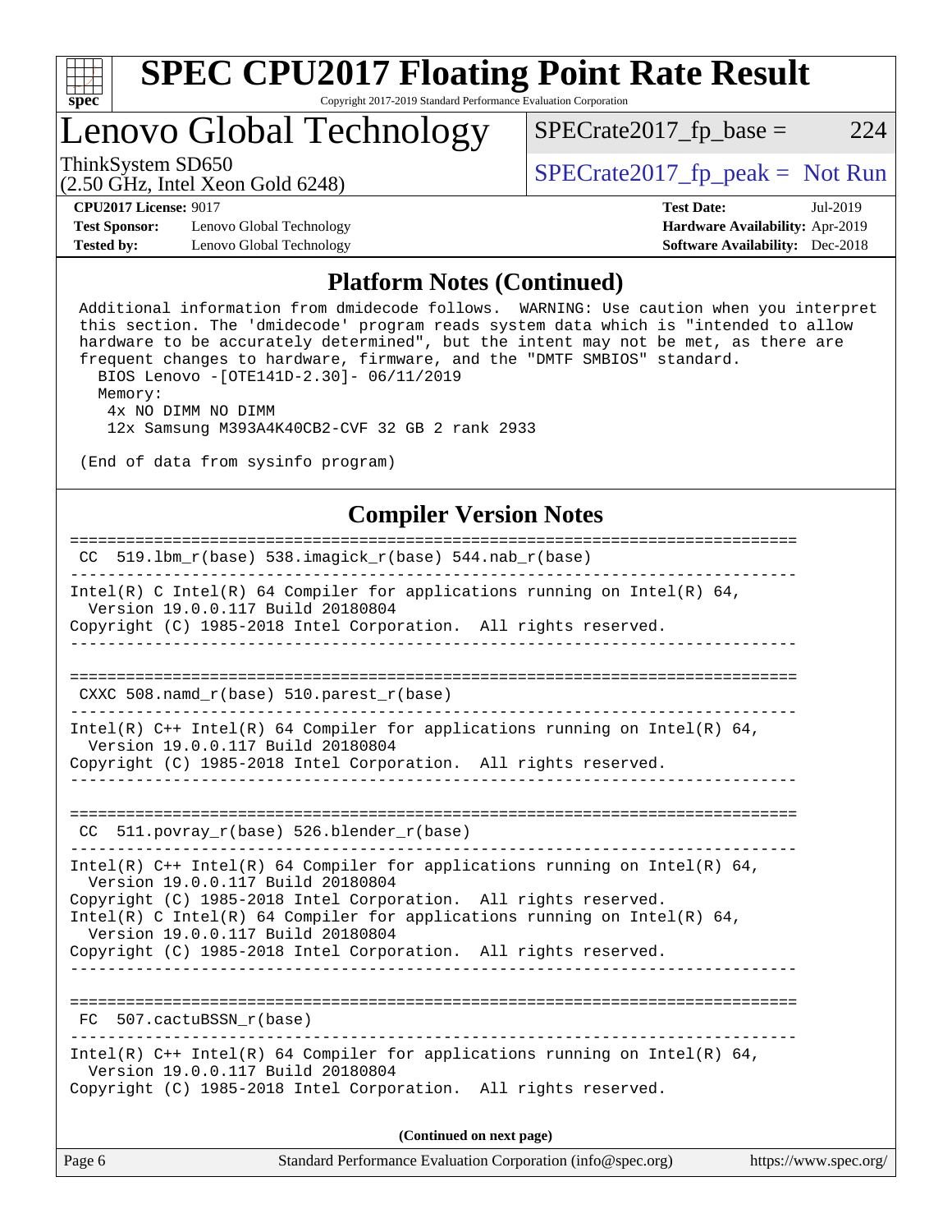# SPEC CPU2017 Floating Point Rate Result

Copyright 2017-2019 Standard Performance Evaluation Corporation

## Lenovo Global Technology

ThinkSystem SD650
(2.50 GHz, Intel Xeon Gold 6248)

SPECrate2017_fp_base = 224

SPECrate2017_fp_peak = Not Run

**CPU2017 License:** 9017
**Test Sponsor:** Lenovo Global Technology
**Tested by:** Lenovo Global Technology

**Test Date:** Jul-2019
**Hardware Availability:** Apr-2019
**Software Availability:** Dec-2018

### Platform Notes (Continued)

```
Additional information from dmidecode follows.  WARNING: Use caution when you interpret
this section. The 'dmidecode' program reads system data which is "intended to allow
hardware to be accurately determined", but the intent may not be met, as there are
frequent changes to hardware, firmware, and the "DMTF SMBIOS" standard.
  BIOS Lenovo -[OTE141D-2.30]- 06/11/2019
  Memory:
   4x NO DIMM NO DIMM
   12x Samsung M393A4K40CB2-CVF 32 GB 2 rank 2933

(End of data from sysinfo program)
```

### Compiler Version Notes

```
==============================================================================
 CC  519.lbm_r(base) 538.imagick_r(base) 544.nab_r(base)
------------------------------------------------------------------------------
Intel(R) C Intel(R) 64 Compiler for applications running on Intel(R) 64,
  Version 19.0.0.117 Build 20180804
Copyright (C) 1985-2018 Intel Corporation.  All rights reserved.
------------------------------------------------------------------------------

==============================================================================
 CXXC 508.namd_r(base) 510.parest_r(base)
------------------------------------------------------------------------------
Intel(R) C++ Intel(R) 64 Compiler for applications running on Intel(R) 64,
  Version 19.0.0.117 Build 20180804
Copyright (C) 1985-2018 Intel Corporation.  All rights reserved.
------------------------------------------------------------------------------

==============================================================================
 CC  511.povray_r(base) 526.blender_r(base)
------------------------------------------------------------------------------
Intel(R) C++ Intel(R) 64 Compiler for applications running on Intel(R) 64,
  Version 19.0.0.117 Build 20180804
Copyright (C) 1985-2018 Intel Corporation.  All rights reserved.
Intel(R) C Intel(R) 64 Compiler for applications running on Intel(R) 64,
  Version 19.0.0.117 Build 20180804
Copyright (C) 1985-2018 Intel Corporation.  All rights reserved.
------------------------------------------------------------------------------

==============================================================================
 FC  507.cactuBSSN_r(base)
------------------------------------------------------------------------------
Intel(R) C++ Intel(R) 64 Compiler for applications running on Intel(R) 64,
  Version 19.0.0.117 Build 20180804
Copyright (C) 1985-2018 Intel Corporation.  All rights reserved.
```

**(Continued on next page)**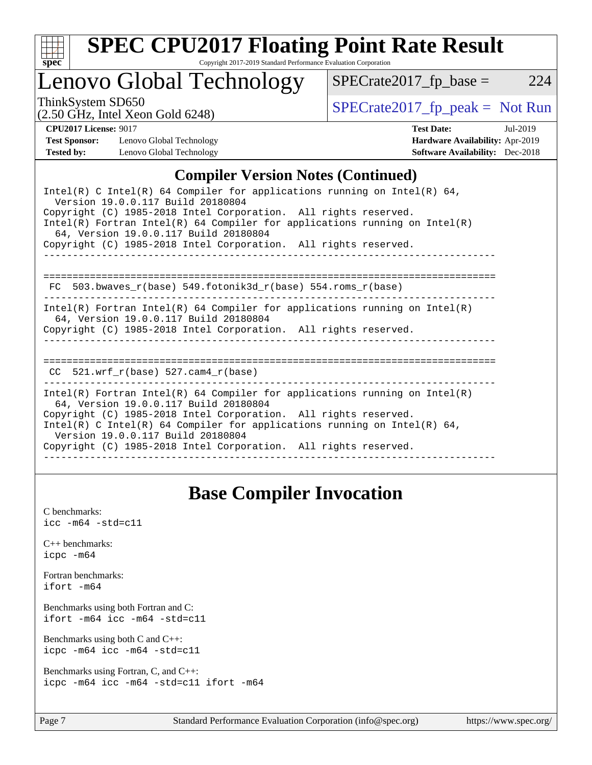## Compiler Version Notes (Continued)

```
Intel(R) C Intel(R) 64 Compiler for applications running on Intel(R) 64,
  Version 19.0.0.117 Build 20180804
Copyright (C) 1985-2018 Intel Corporation.  All rights reserved.
Intel(R) Fortran Intel(R) 64 Compiler for applications running on Intel(R)
  64, Version 19.0.0.117 Build 20180804
Copyright (C) 1985-2018 Intel Corporation.  All rights reserved.
------------------------------------------------------------------------------

==============================================================================
 FC  503.bwaves_r(base) 549.fotonik3d_r(base) 554.roms_r(base)
------------------------------------------------------------------------------
Intel(R) Fortran Intel(R) 64 Compiler for applications running on Intel(R)
  64, Version 19.0.0.117 Build 20180804
Copyright (C) 1985-2018 Intel Corporation.  All rights reserved.
------------------------------------------------------------------------------

==============================================================================
 CC  521.wrf_r(base) 527.cam4_r(base)
------------------------------------------------------------------------------
Intel(R) Fortran Intel(R) 64 Compiler for applications running on Intel(R)
  64, Version 19.0.0.117 Build 20180804
Copyright (C) 1985-2018 Intel Corporation.  All rights reserved.
Intel(R) C Intel(R) 64 Compiler for applications running on Intel(R) 64,
  Version 19.0.0.117 Build 20180804
Copyright (C) 1985-2018 Intel Corporation.  All rights reserved.
------------------------------------------------------------------------------
```

## Base Compiler Invocation

C benchmarks:
`icc -m64 -std=c11`

C++ benchmarks:
`icpc -m64`

Fortran benchmarks:
`ifort -m64`

Benchmarks using both Fortran and C:
`ifort -m64 icc -m64 -std=c11`

Benchmarks using both C and C++:
`icpc -m64 icc -m64 -std=c11`

Benchmarks using Fortran, C, and C++:
`icpc -m64 icc -m64 -std=c11 ifort -m64`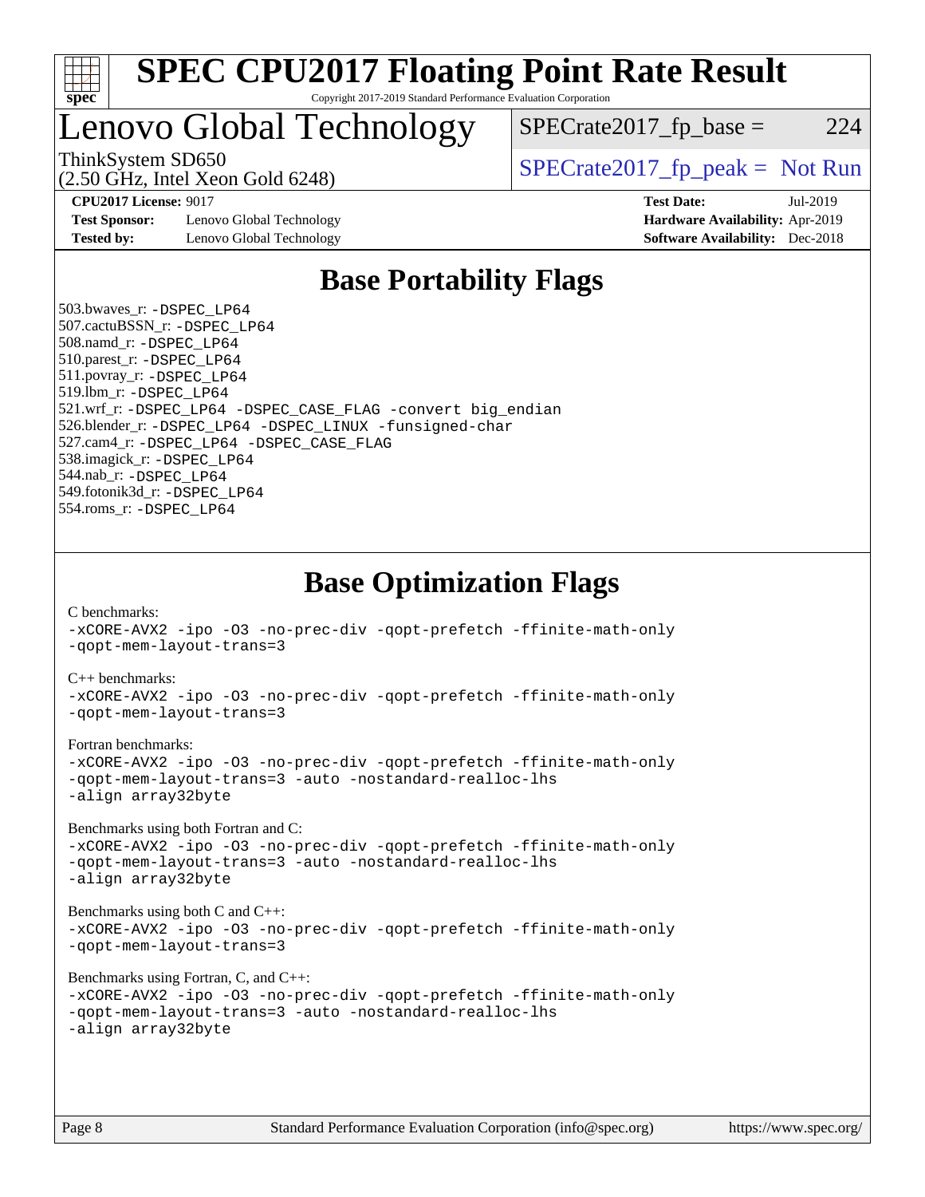# SPEC CPU2017 Floating Point Rate Result

Copyright 2017-2019 Standard Performance Evaluation Corporation

## Lenovo Global Technology

ThinkSystem SD650
(2.50 GHz, Intel Xeon Gold 6248)

SPECrate2017_fp_base = 224

SPECrate2017_fp_peak = Not Run

**CPU2017 License:** 9017
**Test Sponsor:** Lenovo Global Technology
**Tested by:** Lenovo Global Technology

**Test Date:** Jul-2019
**Hardware Availability:** Apr-2019
**Software Availability:** Dec-2018

## Base Portability Flags

503.bwaves_r: -DSPEC_LP64
507.cactuBSSN_r: -DSPEC_LP64
508.namd_r: -DSPEC_LP64
510.parest_r: -DSPEC_LP64
511.povray_r: -DSPEC_LP64
519.lbm_r: -DSPEC_LP64
521.wrf_r: -DSPEC_LP64 -DSPEC_CASE_FLAG -convert big_endian
526.blender_r: -DSPEC_LP64 -DSPEC_LINUX -funsigned-char
527.cam4_r: -DSPEC_LP64 -DSPEC_CASE_FLAG
538.imagick_r: -DSPEC_LP64
544.nab_r: -DSPEC_LP64
549.fotonik3d_r: -DSPEC_LP64
554.roms_r: -DSPEC_LP64

## Base Optimization Flags

C benchmarks:
-xCORE-AVX2 -ipo -O3 -no-prec-div -qopt-prefetch -ffinite-math-only
-qopt-mem-layout-trans=3

C++ benchmarks:
-xCORE-AVX2 -ipo -O3 -no-prec-div -qopt-prefetch -ffinite-math-only
-qopt-mem-layout-trans=3

Fortran benchmarks:
-xCORE-AVX2 -ipo -O3 -no-prec-div -qopt-prefetch -ffinite-math-only
-qopt-mem-layout-trans=3 -auto -nostandard-realloc-lhs
-align array32byte

Benchmarks using both Fortran and C:
-xCORE-AVX2 -ipo -O3 -no-prec-div -qopt-prefetch -ffinite-math-only
-qopt-mem-layout-trans=3 -auto -nostandard-realloc-lhs
-align array32byte

Benchmarks using both C and C++:
-xCORE-AVX2 -ipo -O3 -no-prec-div -qopt-prefetch -ffinite-math-only
-qopt-mem-layout-trans=3

Benchmarks using Fortran, C, and C++:
-xCORE-AVX2 -ipo -O3 -no-prec-div -qopt-prefetch -ffinite-math-only
-qopt-mem-layout-trans=3 -auto -nostandard-realloc-lhs
-align array32byte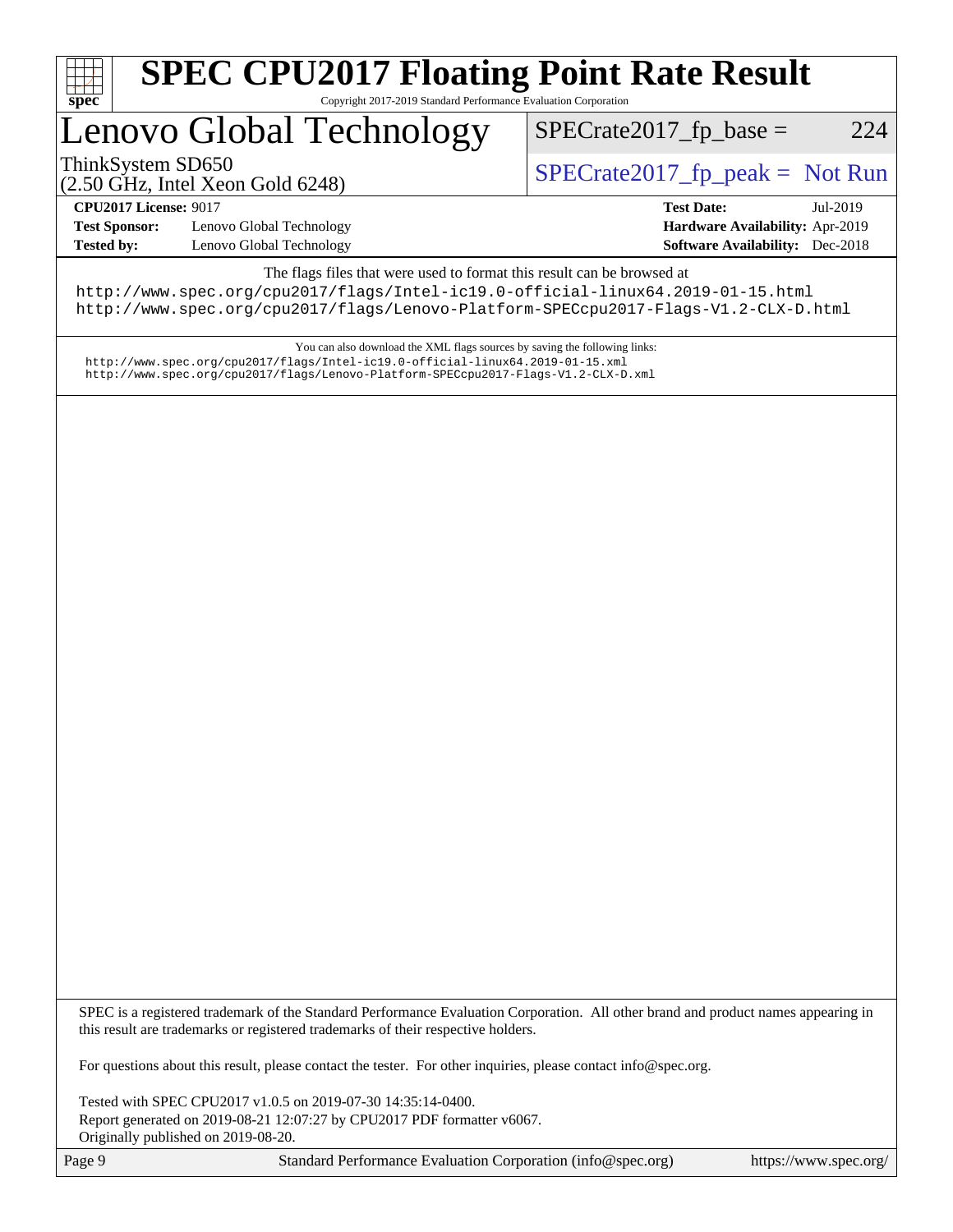The flags files that were used to format this result can be browsed at
http://www.spec.org/cpu2017/flags/Intel-ic19.0-official-linux64.2019-01-15.html
http://www.spec.org/cpu2017/flags/Lenovo-Platform-SPECcpu2017-Flags-V1.2-CLX-D.html

You can also download the XML flags sources by saving the following links:
http://www.spec.org/cpu2017/flags/Intel-ic19.0-official-linux64.2019-01-15.xml
http://www.spec.org/cpu2017/flags/Lenovo-Platform-SPECcpu2017-Flags-V1.2-CLX-D.xml

SPEC is a registered trademark of the Standard Performance Evaluation Corporation. All other brand and product names appearing in this result are trademarks or registered trademarks of their respective holders.

For questions about this result, please contact the tester. For other inquiries, please contact info@spec.org.

Tested with SPEC CPU2017 v1.0.5 on 2019-07-30 14:35:14-0400.
Report generated on 2019-08-21 12:07:27 by CPU2017 PDF formatter v6067.
Originally published on 2019-08-20.